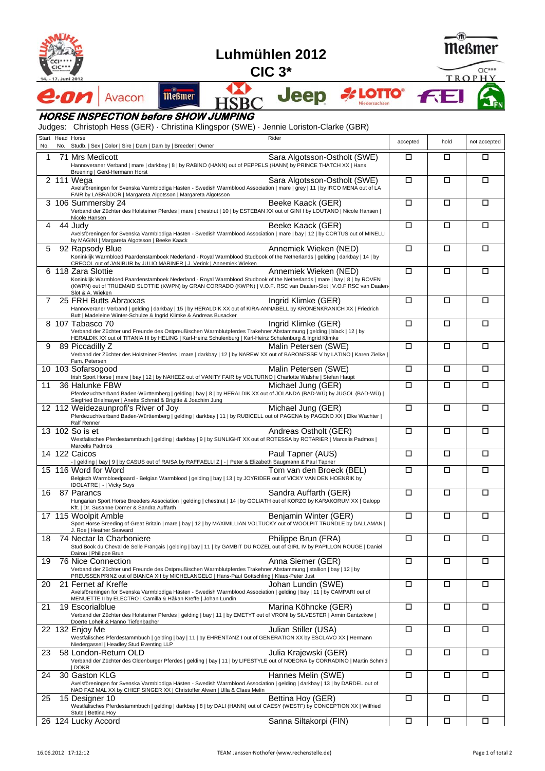# Luhmühlen 2012

## CIC 3*

### HORSE INSPECTION before SHOW JUMPING

Judges: Christoph Hess (GER) · Christina Klingspor (SWE) · Jennie Loriston-Clarke (GBR)

| Start No. | Head No. | Horse / Studb. \| Sex \| Color \| Sire \| Dam \| Dam by \| Breeder \| Owner | Rider | accepted | hold | not accepted |
|---|---|---|---|---|---|---|
| 1 | 71 | Mrs Medicott<br>Hannoveraner Verband \| mare \| darkbay \| 8 \| by RABINO (HANN) out of PEPPELS (HANN) by PRINCE THATCH XX \| Hans Bruening \| Gerd-Hermann Horst | Sara Algotsson-Ostholt (SWE) | ☐ | ☐ | ☐ |
| 2 | 111 | Wega<br>Avelsföreningen for Svenska Varmblodiga Hästen - Swedish Warmblood Association \| mare \| grey \| 11 \| by IRCO MENA out of LA FAIR by LABRADOR \| Margareta Algotsson \| Margareta Algotsson | Sara Algotsson-Ostholt (SWE) | ☐ | ☐ | ☐ |
| 3 | 106 | Summersby 24<br>Verband der Züchter des Holsteiner Pferdes \| mare \| chestnut \| 10 \| by ESTEBAN XX out of GINI I by LOUTANO \| Nicole Hansen \| Nicole Hansen | Beeke Kaack (GER) | ☐ | ☐ | ☐ |
| 4 | 44 | Judy<br>Avelsföreningen for Svenska Varmblodiga Hästen - Swedish Warmblood Association \| mare \| bay \| 12 \| by CORTUS out of MINELLI by MAGINI \| Margareta Algotsson \| Beeke Kaack | Beeke Kaack (GER) | ☐ | ☐ | ☐ |
| 5 | 92 | Rapsody Blue<br>Koninklijk Warmbloed Paardenstamboek Nederland - Royal Warmblood Studbook of the Netherlands \| gelding \| darkbay \| 14 \| by CREOOL out of JANIBUR by JULIO MARINER \| J. Verink \| Annemiek Wieken | Annemiek Wieken (NED) | ☐ | ☐ | ☐ |
| 6 | 118 | Zara Slottie<br>Koninklijk Warmbloed Paardenstamboek Nederland - Royal Warmblood Studbook of the Netherlands \| mare \| bay \| 8 \| by ROVEN (KWPN) out of TRUEMAID SLOTTIE (KWPN) by GRAN CORRADO (KWPN) \| V.O.F. RSC van Daalen-Slot \| V.O.F RSC van Daalen-Slot & A. Wieken | Annemiek Wieken (NED) | ☐ | ☐ | ☐ |
| 7 | 25 | FRH Butts Abraxxas<br>Hannoveraner Verband \| gelding \| darkbay \| 15 \| by HERALDIK XX out of KIRA-ANNABELL by KRONENKRANICH XX \| Friedrich Butt \| Madeleine Winter-Schulze & Ingrid Klimke & Andreas Busacker | Ingrid Klimke (GER) | ☐ | ☐ | ☐ |
| 8 | 107 | Tabasco 70<br>Verband der Züchter und Freunde des Ostpreußischen Warmblutpferdes Trakehner Abstammung \| gelding \| black \| 12 \| by HERALDIK XX out of TITANIA III by HELING \| Karl-Heinz Schulenburg \| Karl-Heinz Schulenburg & Ingrid Klimke | Ingrid Klimke (GER) | ☐ | ☐ | ☐ |
| 9 | 89 | Piccadilly Z<br>Verband der Züchter des Holsteiner Pferdes \| mare \| darkbay \| 12 \| by NAREW XX out of BARONESSE V by LATINO \| Karen Zielke \| Fam. Petersen | Malin Petersen (SWE) | ☐ | ☐ | ☐ |
| 10 | 103 | Sofarsogood<br>Irish Sport Horse \| mare \| bay \| 12 \| by NAHEEZ out of VANITY FAIR by VOLTURNO \| Charlotte Walshe \| Stefan Haupt | Malin Petersen (SWE) | ☐ | ☐ | ☐ |
| 11 | 36 | Halunke FBW<br>Pferdezuchtverband Baden-Württemberg \| gelding \| bay \| 8 \| by HERALDIK XX out of JOLANDA (BAD-WÜ) by JUGOL (BAD-WÜ) \| Siegfried Brielmayer \| Anette Schmid & Brigitte & Joachim Jung | Michael Jung (GER) | ☐ | ☐ | ☐ |
| 12 | 112 | Weidezaunprofi's River of Joy<br>Pferdezuchtverband Baden-Württemberg \| gelding \| darkbay \| 11 \| by RUBICELL out of PAGENA by PAGENO XX \| Elke Wachter \| Ralf Renner | Michael Jung (GER) | ☐ | ☐ | ☐ |
| 13 | 102 | So is et<br>Westfälisches Pferdestammbuch \| gelding \| darkbay \| 9 \| by SUNLIGHT XX out of ROTESSA by ROTARIER \| Marcelis Padmos \| Marcelis Padmos | Andreas Ostholt (GER) | ☐ | ☐ | ☐ |
| 14 | 122 | Caicos<br>- \| gelding \| bay \| 9 \| by CASUS out of RAISA by RAFFAELLI Z \| - \| Peter & Elizabeth Saugmann & Paul Tapner | Paul Tapner (AUS) | ☐ | ☐ | ☐ |
| 15 | 116 | Word for Word<br>Belgisch Warmbloedpaard - Belgian Warmblood \| gelding \| bay \| 13 \| by JOYRIDER out of VICKY VAN DEN HOENRIK by IDOLATRE \| - \| Vicky Suys | Tom van den Broeck (BEL) | ☐ | ☐ | ☐ |
| 16 | 87 | Parancs<br>Hungarian Sport Horse Breeders Association \| gelding \| chestnut \| 14 \| by GOLIATH out of KORZO by KARAKORUM XX \| Galopp Kft. \| Dr. Susanne Dörner & Sandra Auffarth | Sandra Auffarth (GER) | ☐ | ☐ | ☐ |
| 17 | 115 | Woolpit Amble<br>Sport Horse Breeding of Great Britain \| mare \| bay \| 12 \| by MAXIMILLIAN VOLTUCKY out of WOOLPIT TRUNDLE by DALLAMAN \| J. Roe \| Heather Seaward | Benjamin Winter (GER) | ☐ | ☐ | ☐ |
| 18 | 74 | Nectar la Charboniere<br>Stud Book du Cheval de Selle Français \| gelding \| bay \| 11 \| by GAMBIT DU ROZEL out of GIRL IV by PAPILLON ROUGE \| Daniel Dairou \| Philippe Brun | Philippe Brun (FRA) | ☐ | ☐ | ☐ |
| 19 | 76 | Nice Connection<br>Verband der Züchter und Freunde des Ostpreußischen Warmblutpferdes Trakehner Abstammung \| stallion \| bay \| 12 \| by PREUSSENPRINZ out of BIANCA XII by MICHELANGELO \| Hans-Paul Gottschling \| Klaus-Peter Just | Anna Siemer (GER) | ☐ | ☐ | ☐ |
| 20 | 21 | Fernet af Kreffe<br>Avelsföreningen for Svenska Varmblodiga Hästen - Swedish Warmblood Association \| gelding \| bay \| 11 \| by CAMPARI out of MENUETTE II by ELECTRO \| Camilla & Håkan Kreffe \| Johan Lundin | Johan Lundin (SWE) | ☐ | ☐ | ☐ |
| 21 | 19 | Escorialblue<br>Verband der Züchter des Holsteiner Pferdes \| gelding \| bay \| 11 \| by EMETYT out of VRONI by SILVESTER \| Armin Gantzckow \| Doerte Loheit & Hanno Tiefenbacher | Marina Köhncke (GER) | ☐ | ☐ | ☐ |
| 22 | 132 | Enjoy Me<br>Westfälisches Pferdestammbuch \| gelding \| bay \| 11 \| by EHRENTANZ I out of GENERATION XX by ESCLAVO XX \| Hermann Niedergassel \| Headley Stud Eventing LLP | Julian Stiller (USA) | ☐ | ☐ | ☐ |
| 23 | 58 | London-Return OLD<br>Verband der Züchter des Oldenburger Pferdes \| gelding \| bay \| 11 \| by LIFESTYLE out of NOEONA by CORRADINO \| Martin Schmid \| DOKR | Julia Krajewski (GER) | ☐ | ☐ | ☐ |
| 24 | 30 | Gaston KLG<br>Avelsföreningen for Svenska Varmblodiga Hästen - Swedish Warmblood Association \| gelding \| darkbay \| 13 \| by DARDEL out of NAO FAZ MAL XX by CHIEF SINGER XX \| Christoffer Alwen \| Ulla & Claes Melin | Hannes Melin (SWE) | ☐ | ☐ | ☐ |
| 25 | 15 | Designer 10<br>Westfälisches Pferdestammbuch \| gelding \| darkbay \| 8 \| by DALI (HANN) out of CAESY (WESTF) by CONCEPTION XX \| Wilfried Stute \| Bettina Hoy | Bettina Hoy (GER) | ☐ | ☐ | ☐ |
| 26 | 124 | Lucky Accord | Sanna Siltakorpi (FIN) | ☐ | ☐ | ☐ |

16.06.2012 17:12:12 TEAM Janssen-Nothofer (www.rechenstelle.de)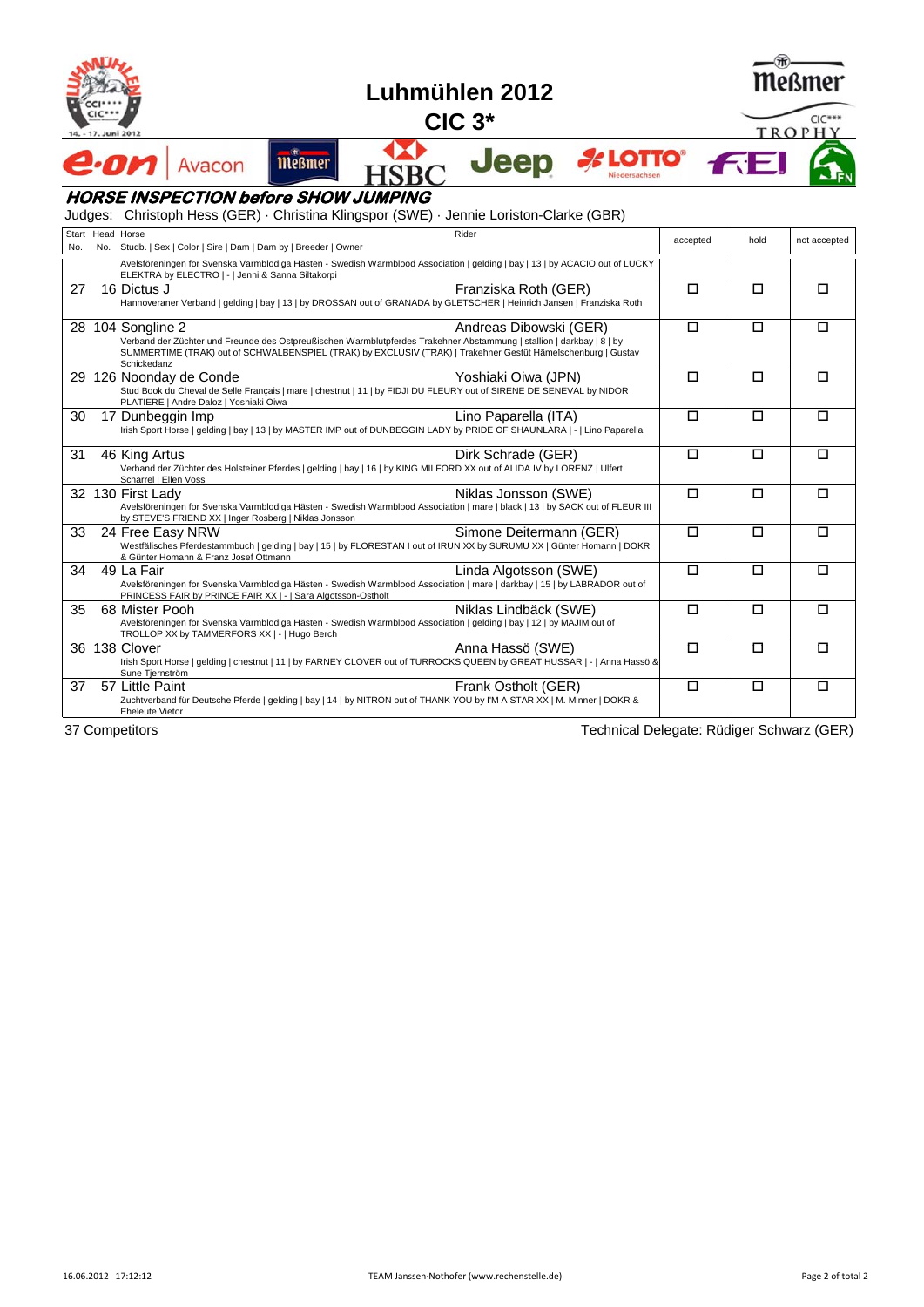# Luhmühlen 2012

## CIC 3*

### HORSE INSPECTION before SHOW JUMPING

Judges: Christoph Hess (GER) · Christina Klingspor (SWE) · Jennie Loriston-Clarke (GBR)

| Start No. | Head No. | Horse<br>Studb. \| Sex \| Color \| Sire \| Dam \| Dam by \| Breeder \| Owner | Rider | accepted | hold | not accepted |
|---|---|---|---|---|---|---|
| | | Avelsföreningen for Svenska Varmblodiga Hästen - Swedish Warmblood Association \| gelding \| bay \| 13 \| by ACACIO out of LUCKY ELEKTRA by ELECTRO \| - \| Jenni & Sanna Siltakorpi | | | | |
| 27 | 16 | Dictus J<br>Hannoveraner Verband \| gelding \| bay \| 13 \| by DROSSAN out of GRANADA by GLETSCHER \| Heinrich Jansen \| Franziska Roth | Franziska Roth (GER) | ☐ | ☐ | ☐ |
| 28 | 104 | Songline 2<br>Verband der Züchter und Freunde des Ostpreußischen Warmblutpferdes Trakehner Abstammung \| stallion \| darkbay \| 8 \| by SUMMERTIME (TRAK) out of SCHWALBENSPIEL (TRAK) by EXCLUSIV (TRAK) \| Trakehner Gestüt Hämelschenburg \| Gustav Schickedanz | Andreas Dibowski (GER) | ☐ | ☐ | ☐ |
| 29 | 126 | Noonday de Conde<br>Stud Book du Cheval de Selle Français \| mare \| chestnut \| 11 \| by FIDJI DU FLEURY out of SIRENE DE SENEVAL by NIDOR PLATIERE \| Andre Daloz \| Yoshiaki Oiwa | Yoshiaki Oiwa (JPN) | ☐ | ☐ | ☐ |
| 30 | 17 | Dunbeggin Imp<br>Irish Sport Horse \| gelding \| bay \| 13 \| by MASTER IMP out of DUNBEGGIN LADY by PRIDE OF SHAUNLARA \| - \| Lino Paparella | Lino Paparella (ITA) | ☐ | ☐ | ☐ |
| 31 | 46 | King Artus<br>Verband der Züchter des Holsteiner Pferdes \| gelding \| bay \| 16 \| by KING MILFORD XX out of ALIDA IV by LORENZ \| Ulfert Scharrel \| Ellen Voss | Dirk Schrade (GER) | ☐ | ☐ | ☐ |
| 32 | 130 | First Lady<br>Avelsföreningen for Svenska Varmblodiga Hästen - Swedish Warmblood Association \| mare \| black \| 13 \| by SACK out of FLEUR III by STEVE'S FRIEND XX \| Inger Rosberg \| Niklas Jonsson | Niklas Jonsson (SWE) | ☐ | ☐ | ☐ |
| 33 | 24 | Free Easy NRW<br>Westfälisches Pferdestammbuch \| gelding \| bay \| 15 \| by FLORESTAN I out of IRUN XX by SURUMU XX \| Günter Homann \| DOKR & Günter Homann & Franz Josef Ottmann | Simone Deitermann (GER) | ☐ | ☐ | ☐ |
| 34 | 49 | La Fair<br>Avelsföreningen for Svenska Varmblodiga Hästen - Swedish Warmblood Association \| mare \| darkbay \| 15 \| by LABRADOR out of PRINCESS FAIR by PRINCE FAIR XX \| - \| Sara Algotsson-Ostholt | Linda Algotsson (SWE) | ☐ | ☐ | ☐ |
| 35 | 68 | Mister Pooh<br>Avelsföreningen for Svenska Varmblodiga Hästen - Swedish Warmblood Association \| gelding \| bay \| 12 \| by MAJIM out of TROLLOP XX by TAMMERFORS XX \| - \| Hugo Berch | Niklas Lindbäck (SWE) | ☐ | ☐ | ☐ |
| 36 | 138 | Clover<br>Irish Sport Horse \| gelding \| chestnut \| 11 \| by FARNEY CLOVER out of TURROCKS QUEEN by GREAT HUSSAR \| - \| Anna Hassö & Sune Tjernström | Anna Hassö (SWE) | ☐ | ☐ | ☐ |
| 37 | 57 | Little Paint<br>Zuchtverband für Deutsche Pferde \| gelding \| bay \| 14 \| by NITRON out of THANK YOU by I'M A STAR XX \| M. Minner \| DOKR & Eheleute Vietor | Frank Ostholt (GER) | ☐ | ☐ | ☐ |

37 Competitors

Technical Delegate: Rüdiger Schwarz (GER)

16.06.2012 17:12:12 TEAM Janssen-Nothofer (www.rechenstelle.de)